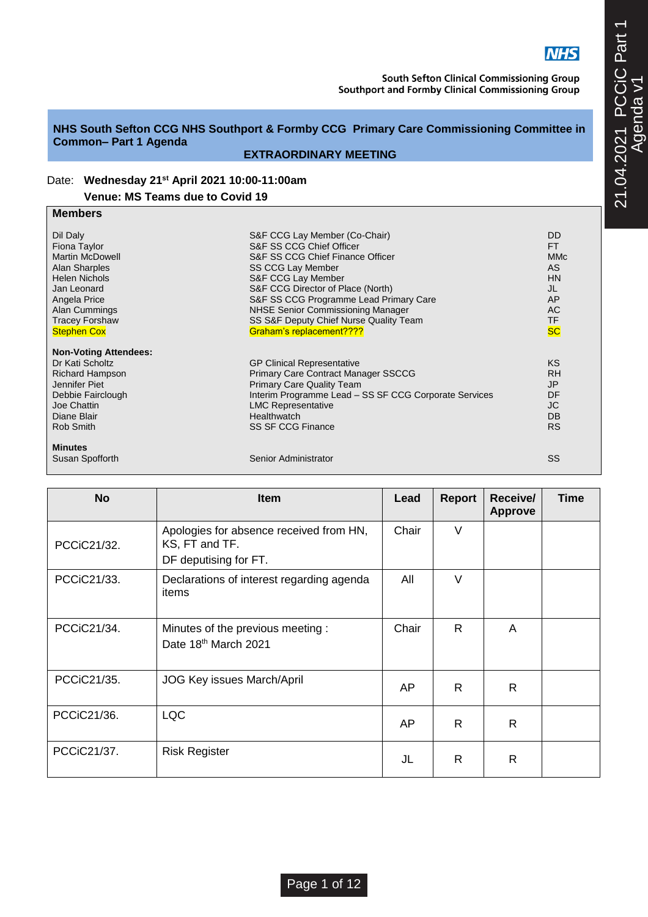NHS

South Sefton Clinical Commissioning Group
Southport and Formby Clinical Commissioning Group

**NHS South Sefton CCG NHS Southport & Formby CCG Primary Care Commissioning Committee in Common– Part 1 Agenda**

**EXTRAORDINARY MEETING**

Date: **Wednesday 21st April 2021 10:00-11:00am**

**Venue: MS Teams due to Covid 19**

**Members**

| | | |
|---|---|---|
| Dil Daly | S&F CCG Lay Member (Co-Chair) | DD |
| Fiona Taylor | S&F SS CCG Chief Officer | FT |
| Martin McDowell | S&F SS CCG Chief Finance Officer | MMc |
| Alan Sharples | SS CCG Lay Member | AS |
| Helen Nichols | S&F CCG Lay Member | HN |
| Jan Leonard | S&F CCG Director of Place (North) | JL |
| Angela Price | S&F SS CCG Programme Lead Primary Care | AP |
| Alan Cummings | NHSE Senior Commissioning Manager | AC |
| Tracey Forshaw | SS S&F Deputy Chief Nurse Quality Team | TF |
| Stephen Cox | Graham's replacement???? | SC |

**Non-Voting Attendees:**

| | | |
|---|---|---|
| Dr Kati Scholtz | GP Clinical Representative | KS |
| Richard Hampson | Primary Care Contract Manager SSCCG | RH |
| Jennifer Piet | Primary Care Quality Team | JP |
| Debbie Fairclough | Interim Programme Lead – SS SF CCG Corporate Services | DF |
| Joe Chattin | LMC Representative | JC |
| Diane Blair | Healthwatch | DB |
| Rob Smith | SS SF CCG Finance | RS |

**Minutes**

| | | |
|---|---|---|
| Susan Spofforth | Senior Administrator | SS |

| No | Item | Lead | Report | Receive/ Approve | Time |
|---|---|---|---|---|---|
| PCCiC21/32. | Apologies for absence received from HN, KS, FT and TF.<br>DF deputising for FT. | Chair | V | | |
| PCCiC21/33. | Declarations of interest regarding agenda items | All | V | | |
| PCCiC21/34. | Minutes of the previous meeting :<br>Date 18th March 2021 | Chair | R | A | |
| PCCiC21/35. | JOG Key issues March/April | AP | R | R | |
| PCCiC21/36. | LQC | AP | R | R | |
| PCCiC21/37. | Risk Register | JL | R | R | |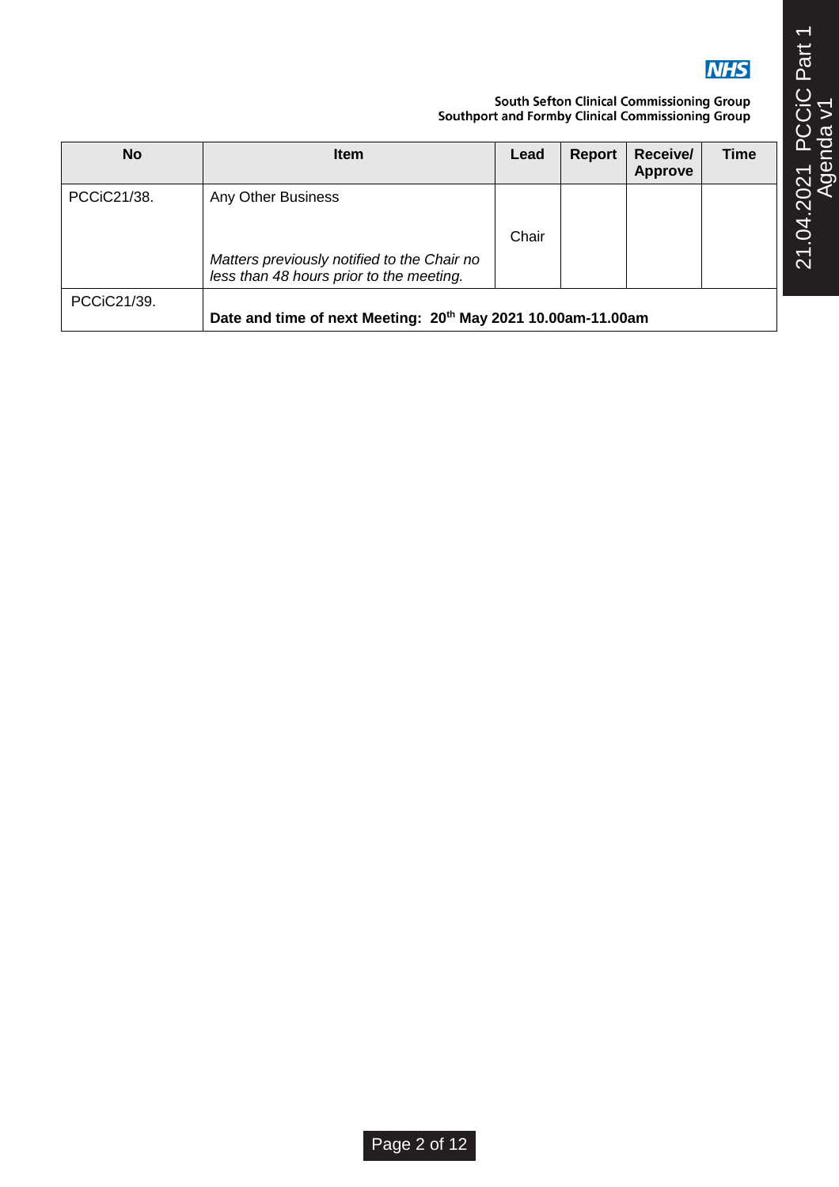South Sefton Clinical Commissioning Group
Southport and Formby Clinical Commissioning Group

| No | Item | Lead | Report | Receive/ Approve | Time |
|---|---|---|---|---|---|
| PCCiC21/38. | Any Other Business<br><br>*Matters previously notified to the Chair no less than 48 hours prior to the meeting.* | Chair | | | |
| PCCiC21/39. | **Date and time of next Meeting: 20th May 2021 10.00am-11.00am** | | | | |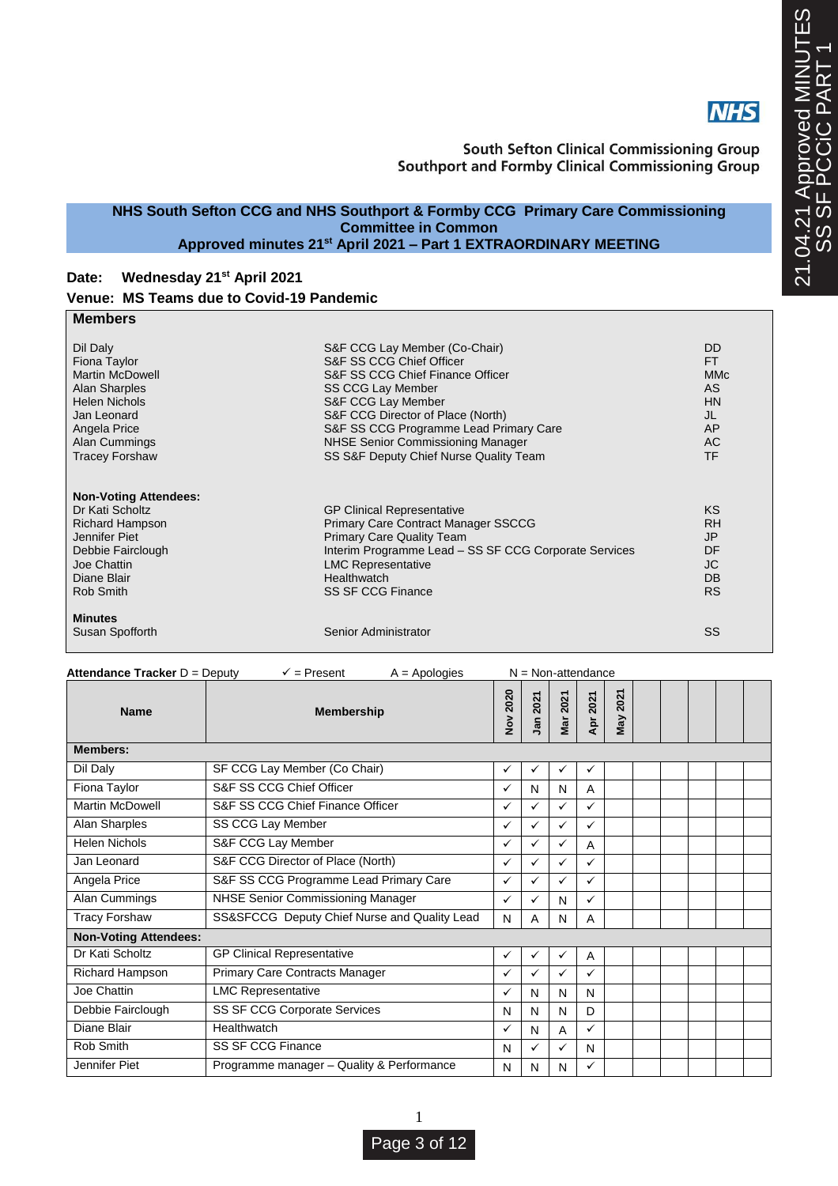South Sefton Clinical Commissioning Group
Southport and Formby Clinical Commissioning Group

# NHS South Sefton CCG and NHS Southport & Formby CCG Primary Care Commissioning Committee in Common

## Approved minutes 21st April 2021 – Part 1 EXTRAORDINARY MEETING

**Date:** Wednesday 21st April 2021

**Venue:** MS Teams due to Covid-19 Pandemic

| **Members** | | |
|---|---|---|
| Dil Daly | S&F CCG Lay Member (Co-Chair) | DD |
| Fiona Taylor | S&F SS CCG Chief Officer | FT |
| Martin McDowell | S&F SS CCG Chief Finance Officer | MMc |
| Alan Sharples | SS CCG Lay Member | AS |
| Helen Nichols | S&F CCG Lay Member | HN |
| Jan Leonard | S&F CCG Director of Place (North) | JL |
| Angela Price | S&F SS CCG Programme Lead Primary Care | AP |
| Alan Cummings | NHSE Senior Commissioning Manager | AC |
| Tracey Forshaw | SS S&F Deputy Chief Nurse Quality Team | TF |
| **Non-Voting Attendees:** | | |
| Dr Kati Scholtz | GP Clinical Representative | KS |
| Richard Hampson | Primary Care Contract Manager SSCCG | RH |
| Jennifer Piet | Primary Care Quality Team | JP |
| Debbie Fairclough | Interim Programme Lead – SS SF CCG Corporate Services | DF |
| Joe Chattin | LMC Representative | JC |
| Diane Blair | Healthwatch | DB |
| Rob Smith | SS SF CCG Finance | RS |
| **Minutes** | | |
| Susan Spofforth | Senior Administrator | SS |

**Attendance Tracker** D = Deputy ✓ = Present A = Apologies N = Non-attendance

| Name | Membership | Nov 2020 | Jan 2021 | Mar 2021 | Apr 2021 | May 2021 | | | | | |
|---|---|---|---|---|---|---|---|---|---|---|---|
| **Members:** | | | | | | | | | | | |
| Dil Daly | SF CCG Lay Member (Co Chair) | ✓ | ✓ | ✓ | ✓ | | | | | | |
| Fiona Taylor | S&F SS CCG Chief Officer | ✓ | N | N | A | | | | | | |
| Martin McDowell | S&F SS CCG Chief Finance Officer | ✓ | ✓ | ✓ | ✓ | | | | | | |
| Alan Sharples | SS CCG Lay Member | ✓ | ✓ | ✓ | ✓ | | | | | | |
| Helen Nichols | S&F CCG Lay Member | ✓ | ✓ | ✓ | A | | | | | | |
| Jan Leonard | S&F CCG Director of Place (North) | ✓ | ✓ | ✓ | ✓ | | | | | | |
| Angela Price | S&F SS CCG Programme Lead Primary Care | ✓ | ✓ | ✓ | ✓ | | | | | | |
| Alan Cummings | NHSE Senior Commissioning Manager | ✓ | ✓ | N | ✓ | | | | | | |
| Tracy Forshaw | SS&SFCCG Deputy Chief Nurse and Quality Lead | N | A | N | A | | | | | | |
| **Non-Voting Attendees:** | | | | | | | | | | | |
| Dr Kati Scholtz | GP Clinical Representative | ✓ | ✓ | ✓ | A | | | | | | |
| Richard Hampson | Primary Care Contracts Manager | ✓ | ✓ | ✓ | ✓ | | | | | | |
| Joe Chattin | LMC Representative | ✓ | N | N | N | | | | | | |
| Debbie Fairclough | SS SF CCG Corporate Services | N | N | N | D | | | | | | |
| Diane Blair | Healthwatch | ✓ | N | A | ✓ | | | | | | |
| Rob Smith | SS SF CCG Finance | N | ✓ | ✓ | N | | | | | | |
| Jennifer Piet | Programme manager – Quality & Performance | N | N | N | ✓ | | | | | | |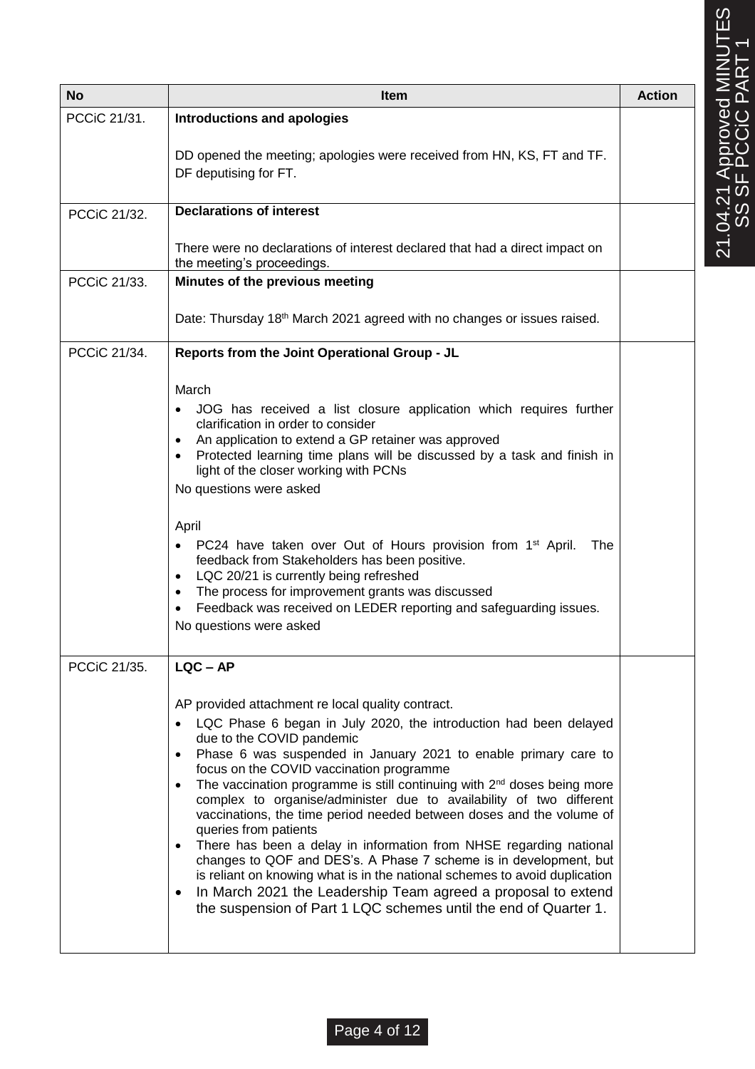| No | Item | Action |
|---|---|---|
| PCCiC 21/31. | **Introductions and apologies**<br><br>DD opened the meeting; apologies were received from HN, KS, FT and TF. DF deputising for FT. | |
| PCCiC 21/32. | **Declarations of interest**<br><br>There were no declarations of interest declared that had a direct impact on the meeting's proceedings. | |
| PCCiC 21/33. | **Minutes of the previous meeting**<br><br>Date: Thursday 18th March 2021 agreed with no changes or issues raised. | |
| PCCiC 21/34. | **Reports from the Joint Operational Group - JL**<br><br>March<br>• JOG has received a list closure application which requires further clarification in order to consider<br>• An application to extend a GP retainer was approved<br>• Protected learning time plans will be discussed by a task and finish in light of the closer working with PCNs<br>No questions were asked<br><br>April<br>• PC24 have taken over Out of Hours provision from 1st April. The feedback from Stakeholders has been positive.<br>• LQC 20/21 is currently being refreshed<br>• The process for improvement grants was discussed<br>• Feedback was received on LEDER reporting and safeguarding issues.<br>No questions were asked | |
| PCCiC 21/35. | **LQC – AP**<br><br>AP provided attachment re local quality contract.<br>• LQC Phase 6 began in July 2020, the introduction had been delayed due to the COVID pandemic<br>• Phase 6 was suspended in January 2021 to enable primary care to focus on the COVID vaccination programme<br>• The vaccination programme is still continuing with 2nd doses being more complex to organise/administer due to availability of two different vaccinations, the time period needed between doses and the volume of queries from patients<br>• There has been a delay in information from NHSE regarding national changes to QOF and DES's. A Phase 7 scheme is in development, but is reliant on knowing what is in the national schemes to avoid duplication<br>• In March 2021 the Leadership Team agreed a proposal to extend the suspension of Part 1 LQC schemes until the end of Quarter 1. | |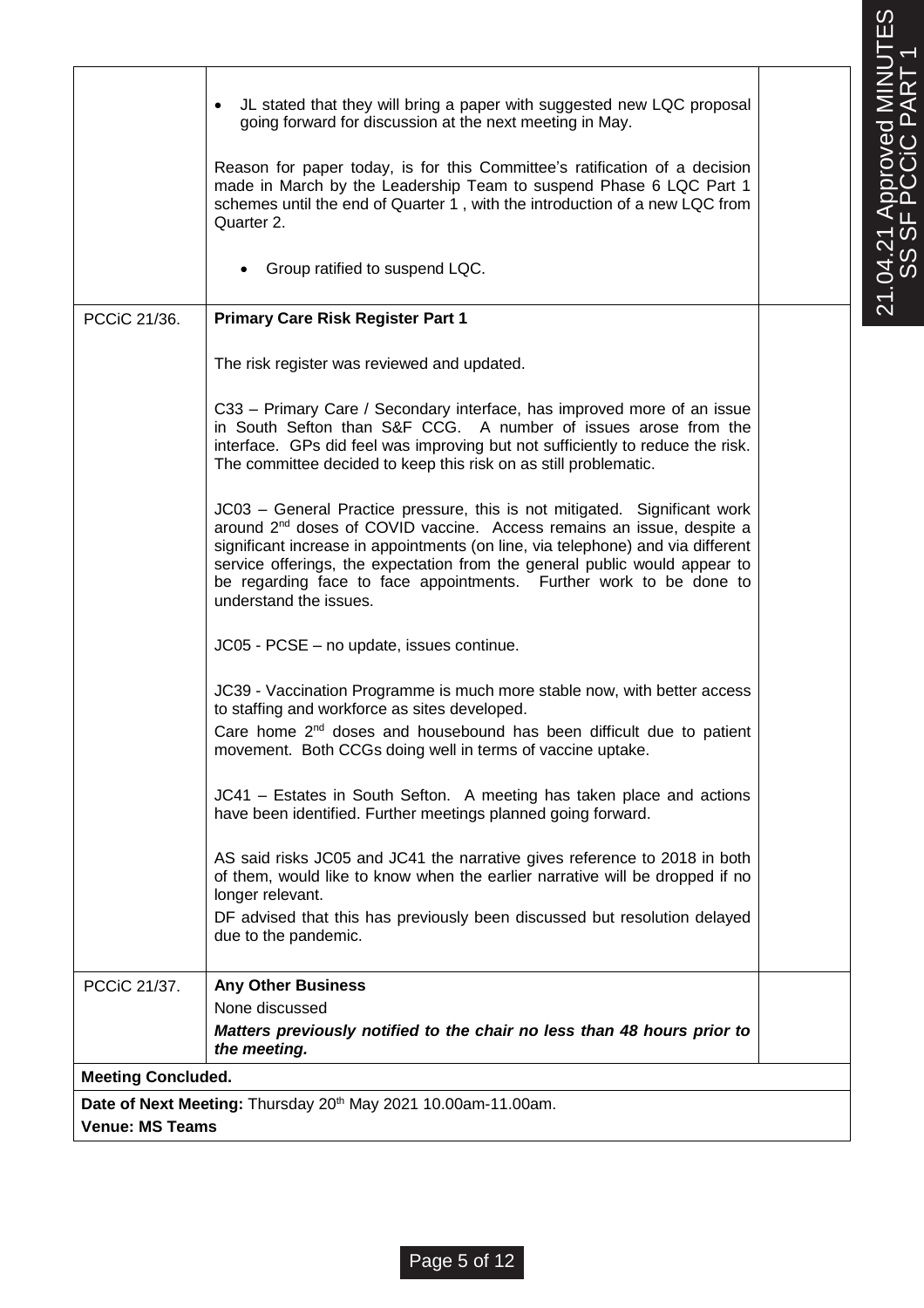| | | |
|---|---|---|
| | • JL stated that they will bring a paper with suggested new LQC proposal going forward for discussion at the next meeting in May.<br><br>Reason for paper today, is for this Committee's ratification of a decision made in March by the Leadership Team to suspend Phase 6 LQC Part 1 schemes until the end of Quarter 1 , with the introduction of a new LQC from Quarter 2.<br><br>• Group ratified to suspend LQC. | |
| PCCiC 21/36. | **Primary Care Risk Register Part 1**<br><br>The risk register was reviewed and updated.<br><br>C33 – Primary Care / Secondary interface, has improved more of an issue in South Sefton than S&F CCG. A number of issues arose from the interface. GPs did feel was improving but not sufficiently to reduce the risk. The committee decided to keep this risk on as still problematic.<br><br>JC03 – General Practice pressure, this is not mitigated. Significant work around 2nd doses of COVID vaccine. Access remains an issue, despite a significant increase in appointments (on line, via telephone) and via different service offerings, the expectation from the general public would appear to be regarding face to face appointments. Further work to be done to understand the issues.<br><br>JC05 - PCSE – no update, issues continue.<br><br>JC39 - Vaccination Programme is much more stable now, with better access to staffing and workforce as sites developed.<br>Care home 2nd doses and housebound has been difficult due to patient movement. Both CCGs doing well in terms of vaccine uptake.<br><br>JC41 – Estates in South Sefton. A meeting has taken place and actions have been identified. Further meetings planned going forward.<br><br>AS said risks JC05 and JC41 the narrative gives reference to 2018 in both of them, would like to know when the earlier narrative will be dropped if no longer relevant.<br>DF advised that this has previously been discussed but resolution delayed due to the pandemic. | |
| PCCiC 21/37. | **Any Other Business**<br>None discussed<br>***Matters previously notified to the chair no less than 48 hours prior to the meeting.*** | |
| **Meeting Concluded.** | | |
| **Date of Next Meeting:** Thursday 20th May 2021 10.00am-11.00am.<br>**Venue: MS Teams** | | |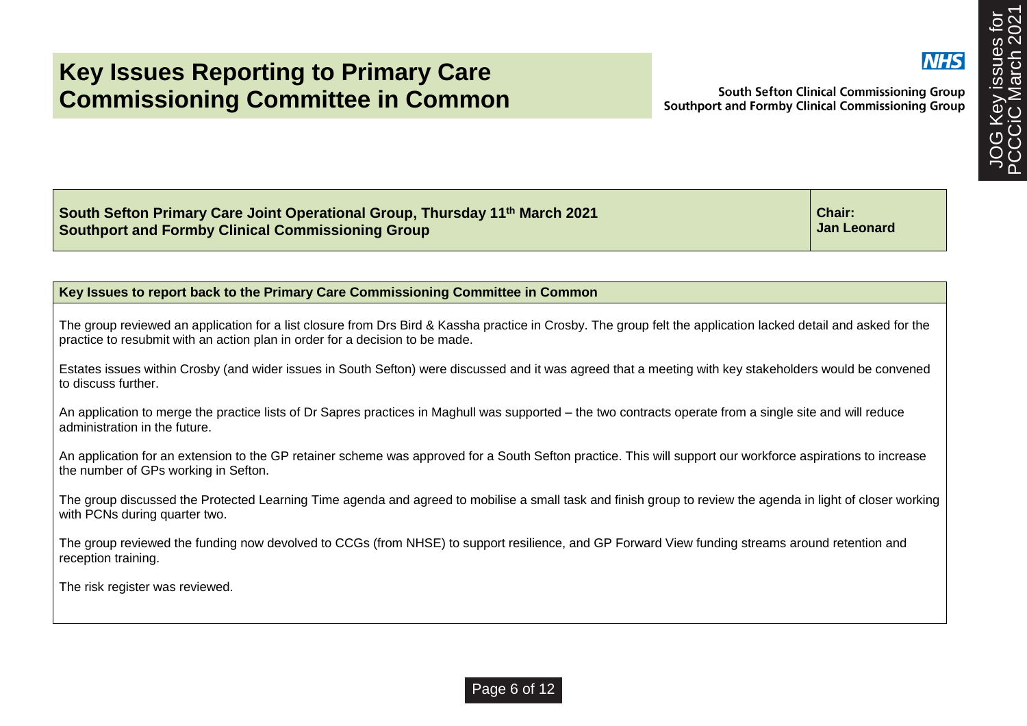# Key Issues Reporting to Primary Care Commissioning Committee in Common

South Sefton Clinical Commissioning Group
Southport and Formby Clinical Commissioning Group

| South Sefton Primary Care Joint Operational Group, Thursday 11th March 2021<br>Southport and Formby Clinical Commissioning Group | Chair:<br>Jan Leonard |
|---|---|

**Key Issues to report back to the Primary Care Commissioning Committee in Common**

The group reviewed an application for a list closure from Drs Bird & Kassha practice in Crosby. The group felt the application lacked detail and asked for the practice to resubmit with an action plan in order for a decision to be made.

Estates issues within Crosby (and wider issues in South Sefton) were discussed and it was agreed that a meeting with key stakeholders would be convened to discuss further.

An application to merge the practice lists of Dr Sapres practices in Maghull was supported – the two contracts operate from a single site and will reduce administration in the future.

An application for an extension to the GP retainer scheme was approved for a South Sefton practice. This will support our workforce aspirations to increase the number of GPs working in Sefton.

The group discussed the Protected Learning Time agenda and agreed to mobilise a small task and finish group to review the agenda in light of closer working with PCNs during quarter two.

The group reviewed the funding now devolved to CCGs (from NHSE) to support resilience, and GP Forward View funding streams around retention and reception training.

The risk register was reviewed.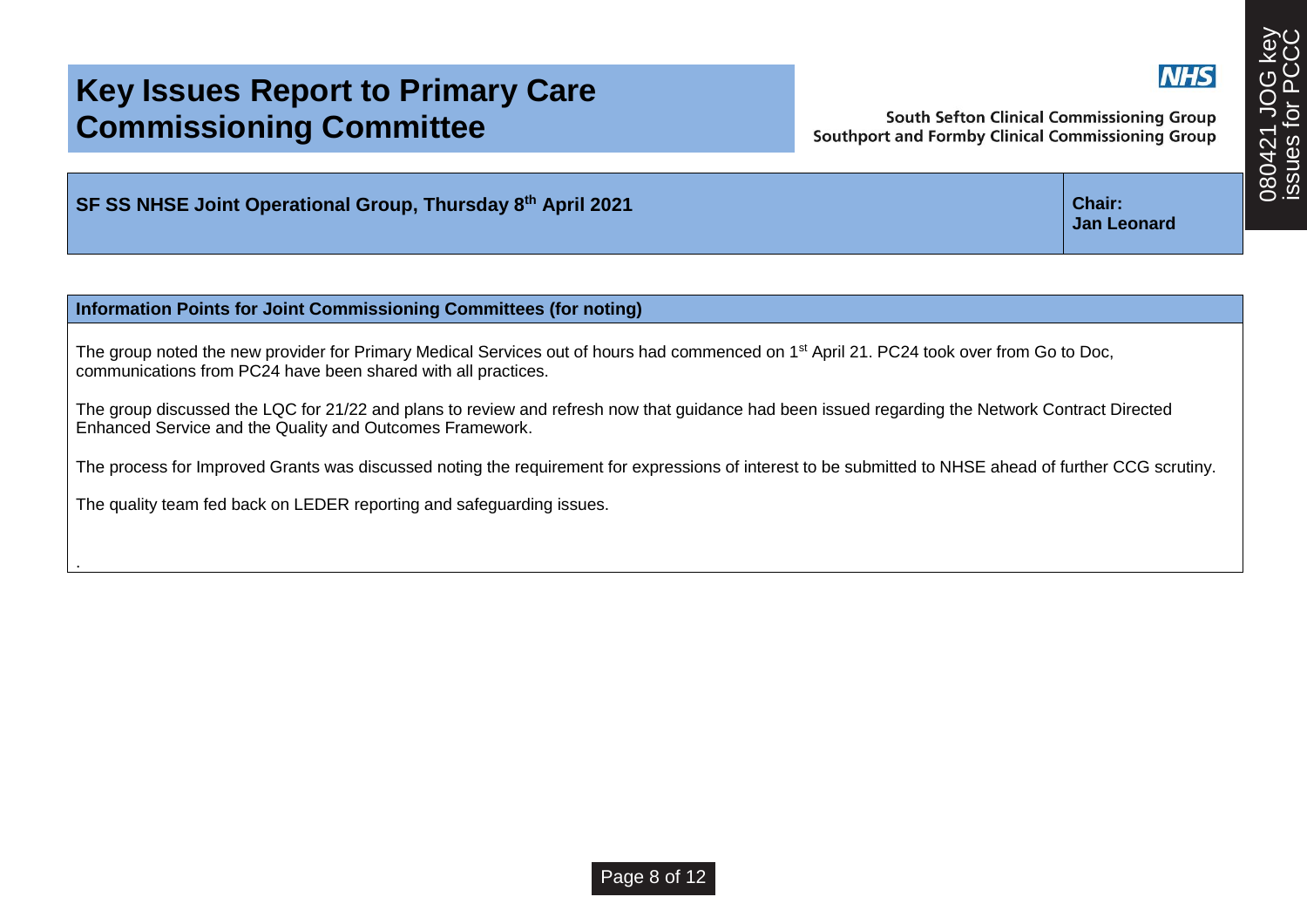# Key Issues Report to Primary Care Commissioning Committee

South Sefton Clinical Commissioning Group
Southport and Formby Clinical Commissioning Group

| SF SS NHSE Joint Operational Group, Thursday 8th April 2021 | Chair: Jan Leonard |
|---|---|

| Information Points for Joint Commissioning Committees (for noting) |
|---|
| The group noted the new provider for Primary Medical Services out of hours had commenced on 1st April 21. PC24 took over from Go to Doc, communications from PC24 have been shared with all practices.<br><br>The group discussed the LQC for 21/22 and plans to review and refresh now that guidance had been issued regarding the Network Contract Directed Enhanced Service and the Quality and Outcomes Framework.<br><br>The process for Improved Grants was discussed noting the requirement for expressions of interest to be submitted to NHSE ahead of further CCG scrutiny.<br><br>The quality team fed back on LEDER reporting and safeguarding issues.<br><br>. |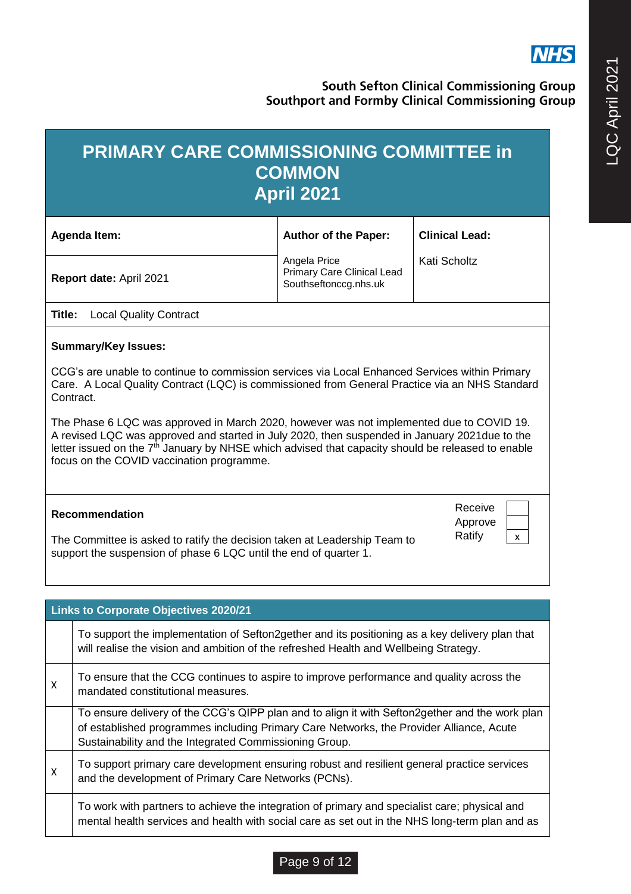NHS

**South Sefton Clinical Commissioning Group**
**Southport and Formby Clinical Commissioning Group**

# PRIMARY CARE COMMISSIONING COMMITTEE in COMMON April 2021

| **Agenda Item:** | **Author of the Paper:** | **Clinical Lead:** |
|---|---|---|
| **Report date:** April 2021 | Angela Price<br>Primary Care Clinical Lead<br>Southseftonccg.nhs.uk | Kati Scholtz |

**Title:** Local Quality Contract

**Summary/Key Issues:**

CCG's are unable to continue to commission services via Local Enhanced Services within Primary Care. A Local Quality Contract (LQC) is commissioned from General Practice via an NHS Standard Contract.

The Phase 6 LQC was approved in March 2020, however was not implemented due to COVID 19. A revised LQC was approved and started in July 2020, then suspended in January 2021due to the letter issued on the 7th January by NHSE which advised that capacity should be released to enable focus on the COVID vaccination programme.

**Recommendation**

The Committee is asked to ratify the decision taken at Leadership Team to support the suspension of phase 6 LQC until the end of quarter 1.

| | |
|---|---|
| Receive | |
| Approve | |
| Ratify | x |

| | **Links to Corporate Objectives 2020/21** |
|---|---|
| | To support the implementation of Sefton2gether and its positioning as a key delivery plan that will realise the vision and ambition of the refreshed Health and Wellbeing Strategy. |
| x | To ensure that the CCG continues to aspire to improve performance and quality across the mandated constitutional measures. |
| | To ensure delivery of the CCG's QIPP plan and to align it with Sefton2gether and the work plan of established programmes including Primary Care Networks, the Provider Alliance, Acute Sustainability and the Integrated Commissioning Group. |
| x | To support primary care development ensuring robust and resilient general practice services and the development of Primary Care Networks (PCNs). |
| | To work with partners to achieve the integration of primary and specialist care; physical and mental health services and health with social care as set out in the NHS long-term plan and as |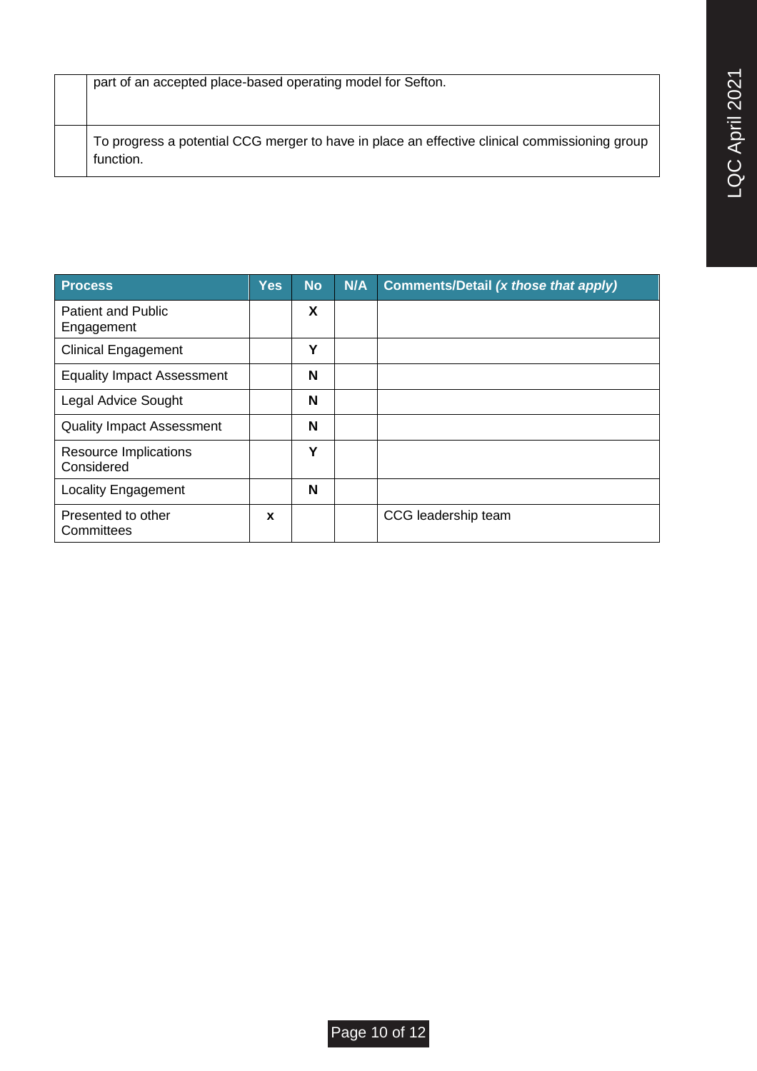|  | part of an accepted place-based operating model for Sefton. |
|---|---|
|  | To progress a potential CCG merger to have in place an effective clinical commissioning group function. |

| Process | Yes | No | N/A | Comments/Detail *(x those that apply)* |
|---|---|---|---|---|
| Patient and Public Engagement | | **X** | | |
| Clinical Engagement | | **Y** | | |
| Equality Impact Assessment | | **N** | | |
| Legal Advice Sought | | **N** | | |
| Quality Impact Assessment | | **N** | | |
| Resource Implications Considered | | **Y** | | |
| Locality Engagement | | **N** | | |
| Presented to other Committees | **x** | | | CCG leadership team |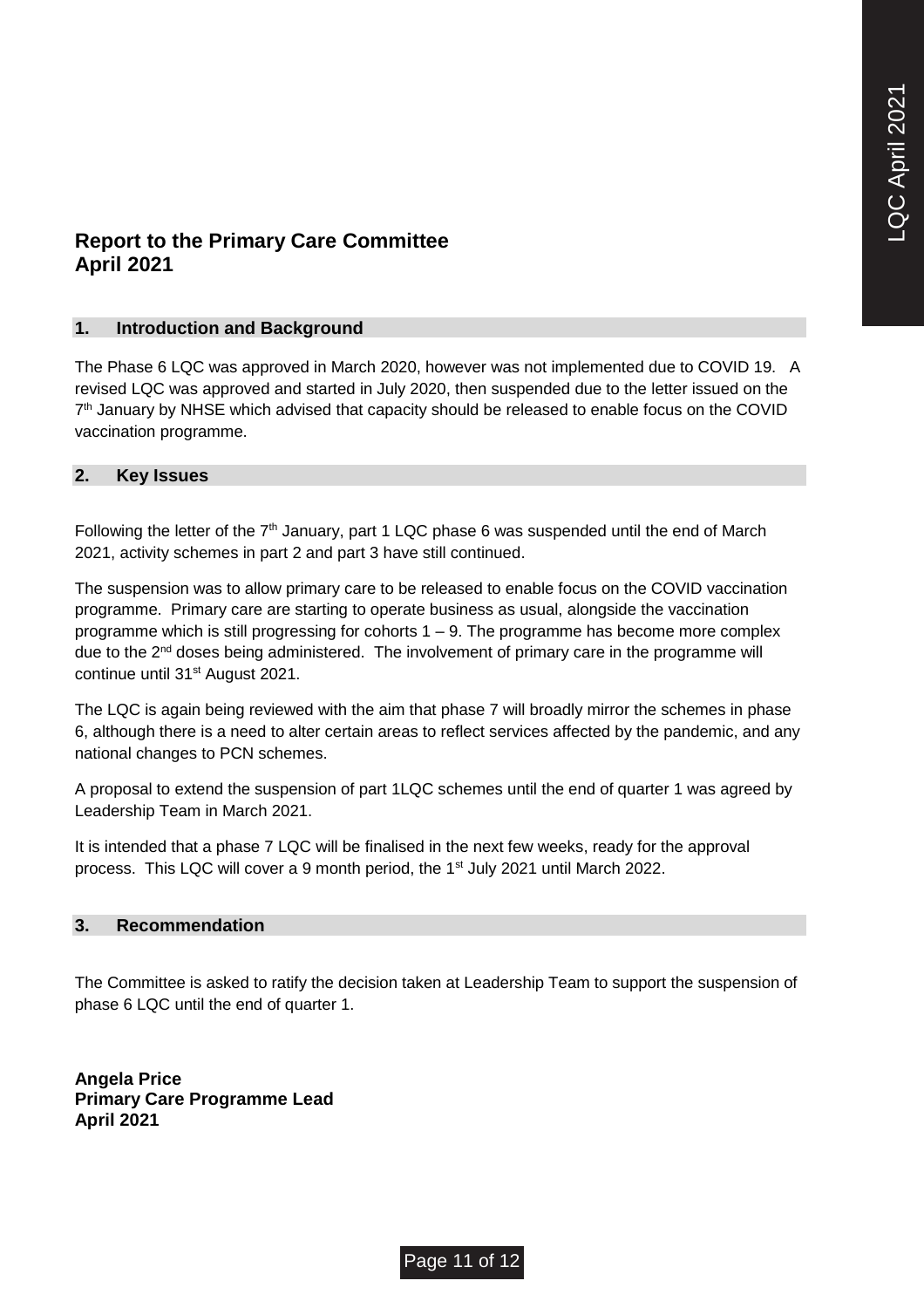# Report to the Primary Care Committee
# April 2021

## 1. Introduction and Background

The Phase 6 LQC was approved in March 2020, however was not implemented due to COVID 19. A revised LQC was approved and started in July 2020, then suspended due to the letter issued on the 7th January by NHSE which advised that capacity should be released to enable focus on the COVID vaccination programme.

## 2. Key Issues

Following the letter of the 7th January, part 1 LQC phase 6 was suspended until the end of March 2021, activity schemes in part 2 and part 3 have still continued.

The suspension was to allow primary care to be released to enable focus on the COVID vaccination programme. Primary care are starting to operate business as usual, alongside the vaccination programme which is still progressing for cohorts 1 – 9. The programme has become more complex due to the 2nd doses being administered. The involvement of primary care in the programme will continue until 31st August 2021.

The LQC is again being reviewed with the aim that phase 7 will broadly mirror the schemes in phase 6, although there is a need to alter certain areas to reflect services affected by the pandemic, and any national changes to PCN schemes.

A proposal to extend the suspension of part 1LQC schemes until the end of quarter 1 was agreed by Leadership Team in March 2021.

It is intended that a phase 7 LQC will be finalised in the next few weeks, ready for the approval process. This LQC will cover a 9 month period, the 1st July 2021 until March 2022.

## 3. Recommendation

The Committee is asked to ratify the decision taken at Leadership Team to support the suspension of phase 6 LQC until the end of quarter 1.

**Angela Price**
**Primary Care Programme Lead**
**April 2021**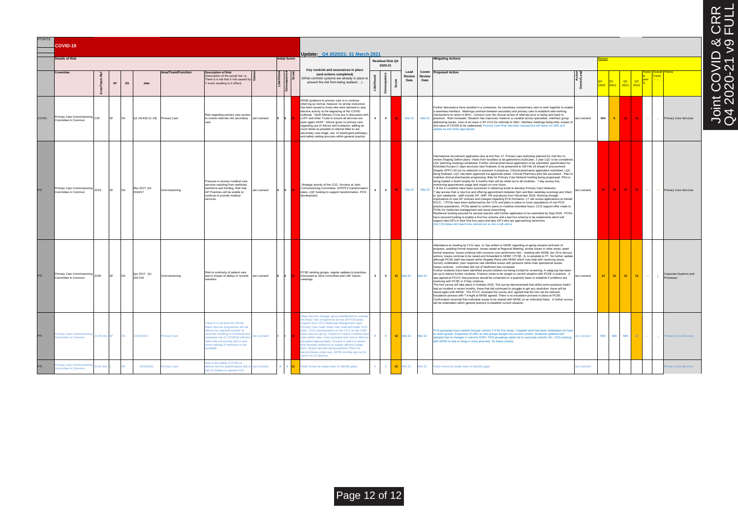Joint COVID & CRR Q4 2020-21 v9 FULL

# COVID-19

**Update: Q4 2020/21: 31 March 2021**

| PTI/PTII | Committee | Area/Team Ref | SF | SS | date | Area/Team/Function | Description of Risk (Description of the actual risk i.e. There is a risk that X risk caused by Y event resulting in Z effect) | Owner | Initial Score Likelihood | Initial Score Consequence | Initial Score | Key controls and assurances in place (and actions completed) (What controls/ systems are already in place to prevent the risk from being realised….) | Residual Risk Q4 2020-21 Likelihood | Residual Risk Q4 2020-21 Consequence | Residual Risk Q4 2020-21 Score | Lead Review Date | Comm Review Date | Mitigating Actions: Proposed Action | Action Owner/Lead | Review Q4 19/20 | Q1 20/21 | Q2 20/21 | Q3 20/21 | Trend to prior Q | Overall Trend | Theme |
|---|---|---|---|---|---|---|---|---|---|---|---|---|---|---|---|---|---|---|---|---|---|---|---|---|---|---|
| COVID | Primary Care Commissioning Committee in Common | C33 | SF | SS | Q1 15/4/20 (C-19) | Primary Care | Risk regarding primary care access to routine referrals into secondary care | Jan Leonard | 5 | 5 | 25 | NHSE guidance to primary care is to continue referring as normal, however no similar instruction has been issued to trusts who were advised to stop elective activity at the beginning of the COVID outbreak. North Mersey CCGs are in discussion with LUFT and other Trusts to ensure all services are open again ASAP. Advice given to primary care regarding use of Advice and Guidance, adding as much detail as possible to referral letter to aid secondary care triage, use of 2ww/urgent pathways, and safety netting procures within general practice | 4 | 4 | 16 | Mar-21 | Mar-21 | Further discussions have resulted in a consensus for secondary care/primary care to work together to enable a seamless interface. Meetings continue between secondary and primary care to establish safe working mechanisms to return to BAU. Concern over the clinical review of referrals prior to being sent back to practices . Risk increased. Situation has improved, however is variable across specialties. Interface group addressing issues. Less of an issue in SF CCG for referrals to S&O. Interface meetings being held, impact of 2nd wave of COVID to be understood. Primary Care Risk has been reduced but will leave on CRR and update as and when appropriate | Jan Leonard | N/A | 9 | 16 | 16 | ↔ | ↓ | Primary Care Services |
| PTI | Primary Care Commissioning Committee in Common | JC03 | SF | SS | Mar 2017: Q4 2016/17 | Commissioning | Pressure in primary medical care services resulting from workload, workforce and funding. Risk that GP Practices will be unable to continue to provide medical services. | Jan Leonard | 4 | 4 | 16 | Strategic priority of the CCG. Scrutiny at Joint Commissioning Committee. GP5YFV transformation plans. LQC funding to support transformation. PCN development. | 4 | 4 | 16 | Mar-21 | Mar-21 | International recruitment application due at end Nov 17. Primary care workshop planned for mid Nov to review Shaping Sefton plans. Views from localities to be gathered to build plan. 2 year LQC to be considered. LQC planning meetings scheduled. Further clinical pharmacist application to be submitted, specification for Extended Access (7 days services) near finalised, to be presented to GB Feb 18 ahead of procurement. Despite GPFV roll out no reduction in pressure in practices. Clinical pharmacist application submitted. LQC being finalised. LQC has been approved via approvals panel. Clinical Pharmacy pilot bid successful . Plan to mobilise clinical pharmacists progressing. Bids for Primary Care Network funding being progressed. Pilot is being trialled in North locality for 3 months then will be rolled out to all localities. 7 day access live, monitoring appointment usage and impact on core hours. 7 of the 8 Localities have been successful in obtaining funds to develop Primary Care Networks. 7 day access Hub is now live and offering appointment between 5pm and 8pm weekday evenings and 10am to 1pm weekends. staff include GP, ANP, PN and physio from November 2018. Working through implications of new GP contract and changes regarding PCN formation. LT will review applications on behalf PCCC. 7 PCNs have been authorised by the CCG and plans in place to cover populations of non PCN practice populations. PCNs asked to confirm plans to mobilise extended hours. CCG support offer made to PCNs for medicines management and social prescribing. Resilience funding secured for several practice with further application to be submitted by Sept 2019. PCN's have secured funding to enable a first five scheme and a last five scheme to be implements which will support new GP's in their first five years and also GP's who are approaching retirement. 2nd C19 doses still need to be carried out so risk is still active | Jan Leonard | 16 | 16 | 16 | 16 | ↔ | ↔ | Primary Care Services |
| PTI | Primary Care Commissioning Committee in Common | JC05 | SF | SS | Apr 2017: Q1 2017/18 | Commissioning | Risk to continuity of patient care due to impact of delays in records transfers. | Jan Leonard | 5 | 4 | 20 | PCSE working groups, regular updates to practices. Discussed at Joint Committee and LMC liaison meetings. | 3 | 4 | 12 | Mar-21 | Mar-21 | Attendance at meeting by CCG reps. JL has written to NHSE regarding on-going situation and lack of progress, awaiting formal response. Issues raised at Regional Meeting, similar issues in other areas, await formal response. Issues continue with concerns over performers lists - meeting with NHSE Jan 18 to discuss actions. Issues continue to be raised and forwarded to NHSE / PCSE. JL to escalate to FT. No further update although PCSE staff now based within Regatta Place with NHSE which may help with resolving issues. Survey undertaken, poor response rate identified issues with pensions rather than operational issues. Issues continue. committee felt risk of likelihood has increased. Further incidents have been identified around children not being invited for screening. A subgroup has been set up to reduce further incidents. Practice views to be sought re current situation with PCSE in practice. It was agreed at PCCiC that practices should be contacted on a quarterly basis to establish if problems are resolving with PCSE or if they continue. The first survey will take place in October 2019. The survey demonstrated that whilst some practices hadn't had an incident in recent months, those that did continued to struggle to get any resolution. Issue will be raised again with NHSE. The PCCC reviewed the survey and agreed that the risk can be reduced. Escalation process with T Knight at NHSE agreed. There is no escalation process in place at PCSE. Confirmation received that individual issues to be shared with NHSE on an individual basis. A further survey will be undertaken within general practice to establish current situation. | Jan Leonard | 12 | 12 | 12 | 12 | ↔ | ↓ | Corporate Systems and Processes |
| PTI | Primary Care Commissioning Committee in Common | JC39 new | SF | SS | 21/01/2021 | Primary Care | There is a risk that the COVID Mass Vaccine programme will not deliver the required number of vaccines resulting in continued and sustained risk of COVID19 infection within the community and in care home settings if workforce is not available. | Jan Leonard | 4 | 4 | 16 | Mass Vaccine strategic group established to oversee the Mass Vacc programme across all PCN areas. Support from CCG Medicines Mangement Lead, Primary Care Lead, Mass Vacc lead and wider CCG team. CCG representation on the CCG on the C&M Mass Vaccine group. Systems in place to define keys roles within sites, rotas reviewed and risks to delivery escalated appropriately. Process in place to attract and increase workforce to sustain delivery longer term. Mutual aid also being explored. Plans for second doses under way. NHSE inviting sign up for cohort 10-12 delivery. | 3 | 4 | 12 | Mar-21 | Mar-21 | PCN groupings have worked through cohorts 1-9 for first doses. Targeted work has been undertaken for hard to reach groups. Expansion of offer as new groups bought into current cohorts. Guidance updated and adopted due to changes in vaccine SOPs. PCN groupings opted not to vaccinate cohorts 10+, CCG working with NHSE to look to bring in more provision for these cohorts. | Jan Leonard | N/A | N/A | N/A | 12 | ↔ | ↓ | Primary Care Services |
| PTI | Primary Care Commissioning Committee in Common | JC41 new | x | SS | 11/03/2021 | Primary Care | Risk to the ability of PCNs to deliver service specifications due to lack of estates to operate from. | Jan Leonard | 4 | 3 | 12 | Initial review by estate team to identify gaps. | 4 | 3 | 12 | Mar-21 | Mar-21 | Initial review by estate team to identify gaps. | Jan Leonard | | | | | | | Primary Care Services |